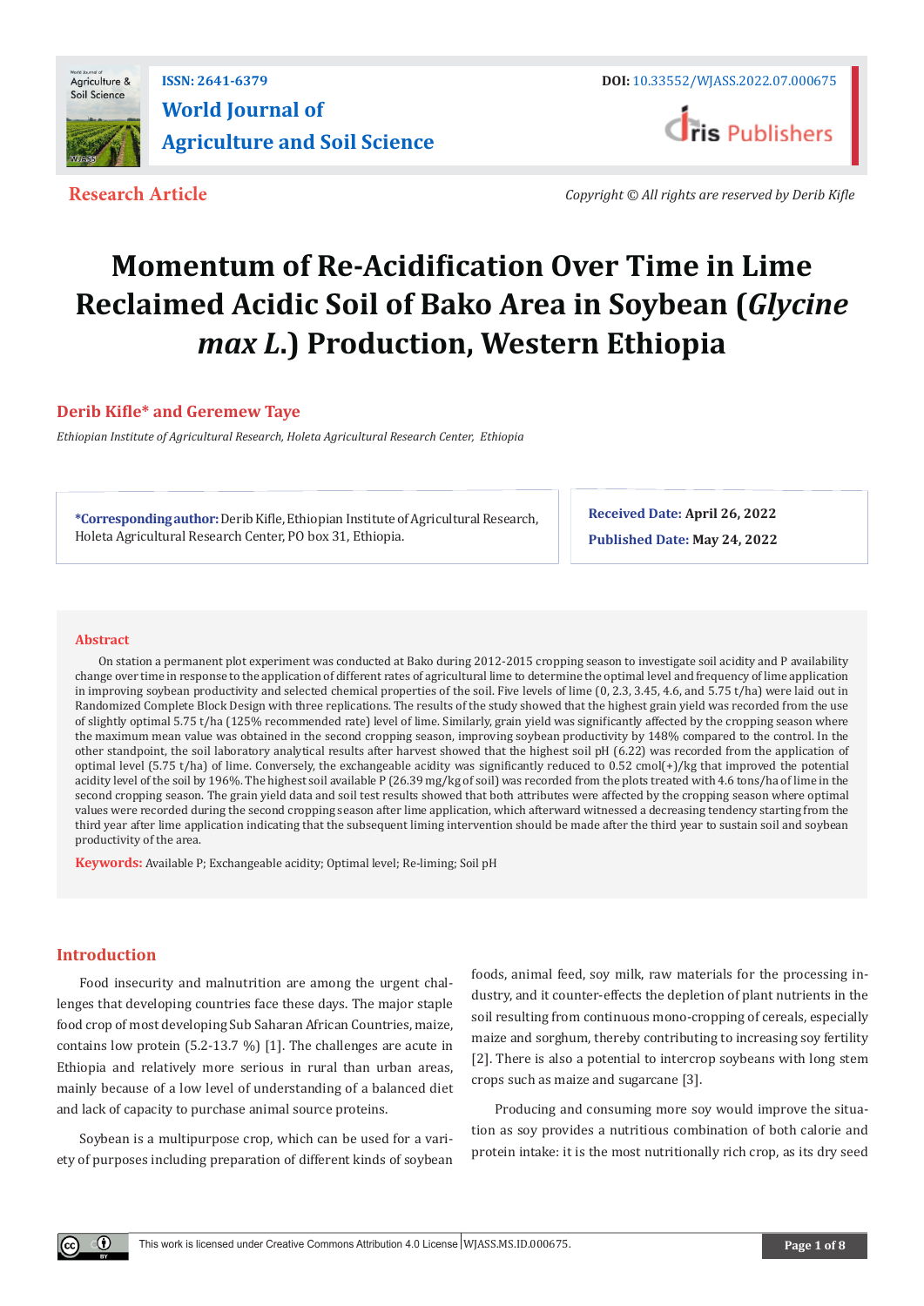ISSN: 2641-6379

# World Journal of Agriculture and Soil Science

DOI: 10.33552/WJASS.2022.07.000675

**Research Article**

*Copyright © All rights are reserved by Derib Kifle*

# Momentum of Re-Acidification Over Time in Lime Reclaimed Acidic Soil of Bako Area in Soybean (*Glycine max L.*) Production, Western Ethiopia

**Derib Kifle\* and Geremew Taye**

*Ethiopian Institute of Agricultural Research, Holeta Agricultural Research Center, Ethiopia*

**\*Corresponding author:** Derib Kifle, Ethiopian Institute of Agricultural Research, Holeta Agricultural Research Center, PO box 31, Ethiopia.

**Received Date:** April 26, 2022

**Published Date:** May 24, 2022

## Abstract

On station a permanent plot experiment was conducted at Bako during 2012-2015 cropping season to investigate soil acidity and P availability change over time in response to the application of different rates of agricultural lime to determine the optimal level and frequency of lime application in improving soybean productivity and selected chemical properties of the soil. Five levels of lime (0, 2.3, 3.45, 4.6, and 5.75 t/ha) were laid out in Randomized Complete Block Design with three replications. The results of the study showed that the highest grain yield was recorded from the use of slightly optimal 5.75 t/ha (125% recommended rate) level of lime. Similarly, grain yield was significantly affected by the cropping season where the maximum mean value was obtained in the second cropping season, improving soybean productivity by 148% compared to the control. In the other standpoint, the soil laboratory analytical results after harvest showed that the highest soil pH (6.22) was recorded from the application of optimal level (5.75 t/ha) of lime. Conversely, the exchangeable acidity was significantly reduced to 0.52 cmol(+)/kg that improved the potential acidity level of the soil by 196%. The highest soil available P (26.39 mg/kg of soil) was recorded from the plots treated with 4.6 tons/ha of lime in the second cropping season. The grain yield data and soil test results showed that both attributes were affected by the cropping season where optimal values were recorded during the second cropping season after lime application, which afterward witnessed a decreasing tendency starting from the third year after lime application indicating that the subsequent liming intervention should be made after the third year to sustain soil and soybean productivity of the area.

**Keywords:** Available P; Exchangeable acidity; Optimal level; Re-liming; Soil pH

## Introduction

Food insecurity and malnutrition are among the urgent challenges that developing countries face these days. The major staple food crop of most developing Sub Saharan African Countries, maize, contains low protein (5.2-13.7 %) [1]. The challenges are acute in Ethiopia and relatively more serious in rural than urban areas, mainly because of a low level of understanding of a balanced diet and lack of capacity to purchase animal source proteins.

Soybean is a multipurpose crop, which can be used for a variety of purposes including preparation of different kinds of soybean foods, animal feed, soy milk, raw materials for the processing industry, and it counter-effects the depletion of plant nutrients in the soil resulting from continuous mono-cropping of cereals, especially maize and sorghum, thereby contributing to increasing soy fertility [2]. There is also a potential to intercrop soybeans with long stem crops such as maize and sugarcane [3].

Producing and consuming more soy would improve the situation as soy provides a nutritious combination of both calorie and protein intake: it is the most nutritionally rich crop, as its dry seed

This work is licensed under Creative Commons Attribution 4.0 License WJASS.MS.ID.000675.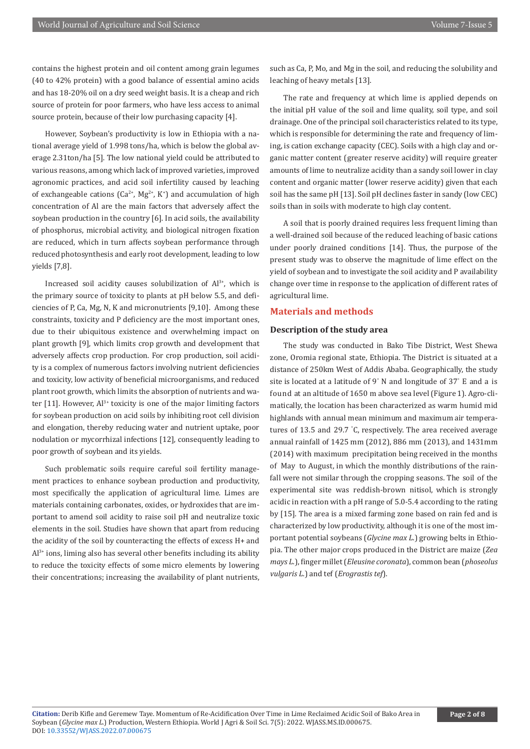contains the highest protein and oil content among grain legumes (40 to 42% protein) with a good balance of essential amino acids and has 18-20% oil on a dry seed weight basis. It is a cheap and rich source of protein for poor farmers, who have less access to animal source protein, because of their low purchasing capacity [4].

However, Soybean's productivity is low in Ethiopia with a national average yield of 1.998 tons/ha, which is below the global average 2.31ton/ha [5]. The low national yield could be attributed to various reasons, among which lack of improved varieties, improved agronomic practices, and acid soil infertility caused by leaching of exchangeable cations ($Ca^{2+}$, $Mg^{2+}$, $K^{+}$) and accumulation of high concentration of Al are the main factors that adversely affect the soybean production in the country [6]. In acid soils, the availability of phosphorus, microbial activity, and biological nitrogen fixation are reduced, which in turn affects soybean performance through reduced photosynthesis and early root development, leading to low yields [7,8].

Increased soil acidity causes solubilization of $Al^{3+}$, which is the primary source of toxicity to plants at pH below 5.5, and deficiencies of P, Ca, Mg, N, K and micronutrients [9,10]. Among these constraints, toxicity and P deficiency are the most important ones, due to their ubiquitous existence and overwhelming impact on plant growth [9], which limits crop growth and development that adversely affects crop production. For crop production, soil acidity is a complex of numerous factors involving nutrient deficiencies and toxicity, low activity of beneficial microorganisms, and reduced plant root growth, which limits the absorption of nutrients and water [11]. However, $Al^{3+}$ toxicity is one of the major limiting factors for soybean production on acid soils by inhibiting root cell division and elongation, thereby reducing water and nutrient uptake, poor nodulation or mycorrhizal infections [12], consequently leading to poor growth of soybean and its yields.

Such problematic soils require careful soil fertility management practices to enhance soybean production and productivity, most specifically the application of agricultural lime. Limes are materials containing carbonates, oxides, or hydroxides that are important to amend soil acidity to raise soil pH and neutralize toxic elements in the soil. Studies have shown that apart from reducing the acidity of the soil by counteracting the effects of excess H+ and $Al^{3+}$ ions, liming also has several other benefits including its ability to reduce the toxicity effects of some micro elements by lowering their concentrations; increasing the availability of plant nutrients, such as Ca, P, Mo, and Mg in the soil, and reducing the solubility and leaching of heavy metals [13].

The rate and frequency at which lime is applied depends on the initial pH value of the soil and lime quality, soil type, and soil drainage. One of the principal soil characteristics related to its type, which is responsible for determining the rate and frequency of liming, is cation exchange capacity (CEC). Soils with a high clay and organic matter content (greater reserve acidity) will require greater amounts of lime to neutralize acidity than a sandy soil lower in clay content and organic matter (lower reserve acidity) given that each soil has the same pH [13]. Soil pH declines faster in sandy (low CEC) soils than in soils with moderate to high clay content.

A soil that is poorly drained requires less frequent liming than a well-drained soil because of the reduced leaching of basic cations under poorly drained conditions [14]. Thus, the purpose of the present study was to observe the magnitude of lime effect on the yield of soybean and to investigate the soil acidity and P availability change over time in response to the application of different rates of agricultural lime.

## Materials and methods

### Description of the study area

The study was conducted in Bako Tibe District, West Shewa zone, Oromia regional state, Ethiopia. The District is situated at a distance of 250km West of Addis Ababa. Geographically, the study site is located at a latitude of 9° N and longitude of 37° E and a is found at an altitude of 1650 m above sea level (Figure 1). Agro-climatically, the location has been characterized as warm humid mid highlands with annual mean minimum and maximum air temperatures of 13.5 and 29.7 °C, respectively. The area received average annual rainfall of 1425 mm (2012), 886 mm (2013), and 1431mm (2014) with maximum precipitation being received in the months of May to August, in which the monthly distributions of the rainfall were not similar through the cropping seasons. The soil of the experimental site was reddish-brown nitisol, which is strongly acidic in reaction with a pH range of 5.0-5.4 according to the rating by [15]. The area is a mixed farming zone based on rain fed and is characterized by low productivity, although it is one of the most important potential soybeans (*Glycine max L.*) growing belts in Ethiopia. The other major crops produced in the District are maize (*Zea mays L.*), finger millet (*Eleusine coronata*), common bean (*phoseolus vulgaris L.*) and tef (*Erograstis tef*).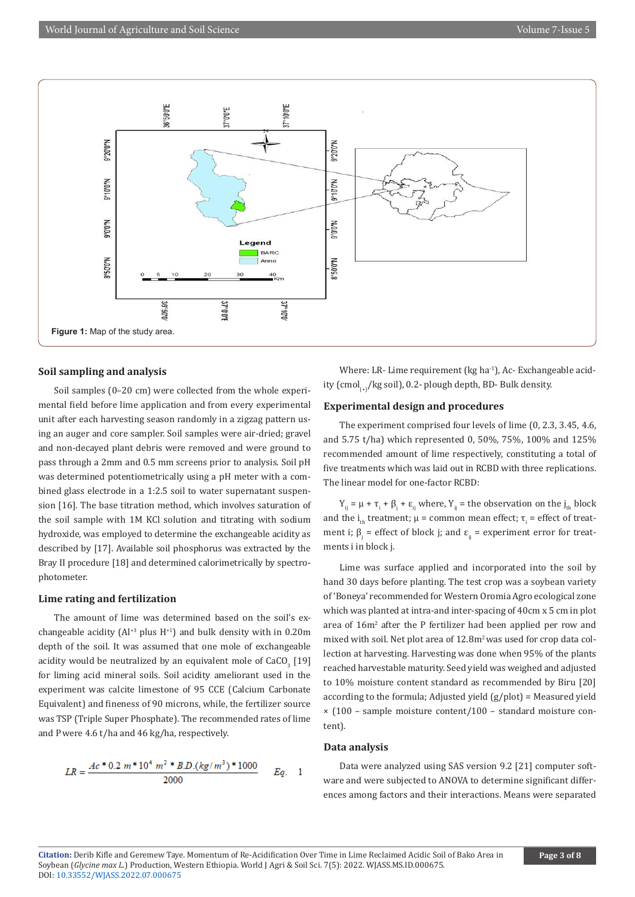Figure 1: Map of the study area.

### Soil sampling and analysis

Soil samples (0–20 cm) were collected from the whole experimental field before lime application and from every experimental unit after each harvesting season randomly in a zigzag pattern using an auger and core sampler. Soil samples were air-dried; gravel and non-decayed plant debris were removed and were ground to pass through a 2mm and 0.5 mm screens prior to analysis. Soil pH was determined potentiometrically using a pH meter with a combined glass electrode in a 1:2.5 soil to water supernatant suspension [16]. The base titration method, which involves saturation of the soil sample with 1M KCl solution and titrating with sodium hydroxide, was employed to determine the exchangeable acidity as described by [17]. Available soil phosphorus was extracted by the Bray II procedure [18] and determined calorimetrically by spectrophotometer.

### Lime rating and fertilization

The amount of lime was determined based on the soil's exchangeable acidity ($Al^{+3}$ plus $H^{+1}$) and bulk density with in 0.20m depth of the soil. It was assumed that one mole of exchangeable acidity would be neutralized by an equivalent mole of $CaCO_3$ [19] for liming acid mineral soils. Soil acidity ameliorant used in the experiment was calcite limestone of 95 CCE (Calcium Carbonate Equivalent) and fineness of 90 microns, while, the fertilizer source was TSP (Triple Super Phosphate). The recommended rates of lime and P were 4.6 t/ha and 46 kg/ha, respectively.

$$LR = \frac{Ac * 0.2\ m * 10^4\ m^2 * B.D.(kg/m^3) * 1000}{2000} \qquad Eq.\quad 1$$

Where: LR- Lime requirement (kg $ha^{-1}$), Ac- Exchangeable acidity ($cmol_{(+)}$/kg soil), 0.2- plough depth, BD- Bulk density.

### Experimental design and procedures

The experiment comprised four levels of lime (0, 2.3, 3.45, 4.6, and 5.75 t/ha) which represented 0, 50%, 75%, 100% and 125% recommended amount of lime respectively, constituting a total of five treatments which was laid out in RCBD with three replications. The linear model for one-factor RCBD:

$Y_{ij} = \mu + \tau_i + \beta_j + \varepsilon_{ij}$ where, $Y_{ij}$ = the observation on the $j_{th}$ block and the $i_{th}$ treatment; $\mu$ = common mean effect; $\tau_i$ = effect of treatment i; $\beta_j$ = effect of block j; and $\varepsilon_{ij}$ = experiment error for treatments i in block j.

Lime was surface applied and incorporated into the soil by hand 30 days before planting. The test crop was a soybean variety of 'Boneya' recommended for Western Oromia Agro ecological zone which was planted at intra-and inter-spacing of 40cm x 5 cm in plot area of 16m$^2$ after the P fertilizer had been applied per row and mixed with soil. Net plot area of 12.8m$^2$ was used for crop data collection at harvesting. Harvesting was done when 95% of the plants reached harvestable maturity. Seed yield was weighed and adjusted to 10% moisture content standard as recommended by Biru [20] according to the formula; Adjusted yield (g/plot) = Measured yield × (100 – sample moisture content/100 – standard moisture content).

### Data analysis

Data were analyzed using SAS version 9.2 [21] computer software and were subjected to ANOVA to determine significant differences among factors and their interactions. Means were separated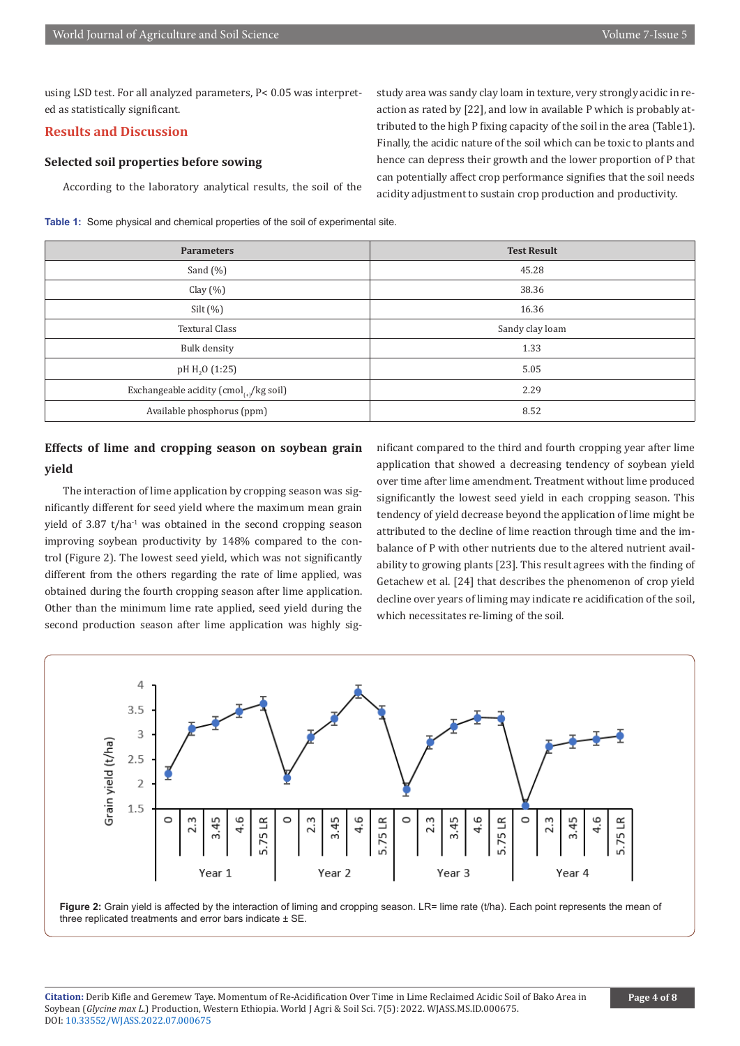using LSD test. For all analyzed parameters, $P < 0.05$ was interpreted as statistically significant.

## Results and Discussion

### Selected soil properties before sowing

According to the laboratory analytical results, the soil of the study area was sandy clay loam in texture, very strongly acidic in reaction as rated by [22], and low in available P which is probably attributed to the high P fixing capacity of the soil in the area (Table1). Finally, the acidic nature of the soil which can be toxic to plants and hence can depress their growth and the lower proportion of P that can potentially affect crop performance signifies that the soil needs acidity adjustment to sustain crop production and productivity.

**Table 1:** Some physical and chemical properties of the soil of experimental site.

| Parameters | Test Result |
|---|---|
| Sand (%) | 45.28 |
| Clay (%) | 38.36 |
| Silt (%) | 16.36 |
| Textural Class | Sandy clay loam |
| Bulk density | 1.33 |
| pH $H_2O$ (1:25) | 5.05 |
| Exchangeable acidity (cmol$_{(+)}$/kg soil) | 2.29 |
| Available phosphorus (ppm) | 8.52 |

### Effects of lime and cropping season on soybean grain yield

The interaction of lime application by cropping season was significantly different for seed yield where the maximum mean grain yield of 3.87 t/ha$^{-1}$ was obtained in the second cropping season improving soybean productivity by 148% compared to the control (Figure 2). The lowest seed yield, which was not significantly different from the others regarding the rate of lime applied, was obtained during the fourth cropping season after lime application. Other than the minimum lime rate applied, seed yield during the second production season after lime application was highly significant compared to the third and fourth cropping year after lime application that showed a decreasing tendency of soybean yield over time after lime amendment. Treatment without lime produced significantly the lowest seed yield in each cropping season. This tendency of yield decrease beyond the application of lime might be attributed to the decline of lime reaction through time and the imbalance of P with other nutrients due to the altered nutrient availability to growing plants [23]. This result agrees with the finding of Getachew et al. [24] that describes the phenomenon of crop yield decline over years of liming may indicate re acidification of the soil, which necessitates re-liming of the soil.

**Figure 2:** Grain yield is affected by the interaction of liming and cropping season. LR= lime rate (t/ha). Each point represents the mean of three replicated treatments and error bars indicate ± SE.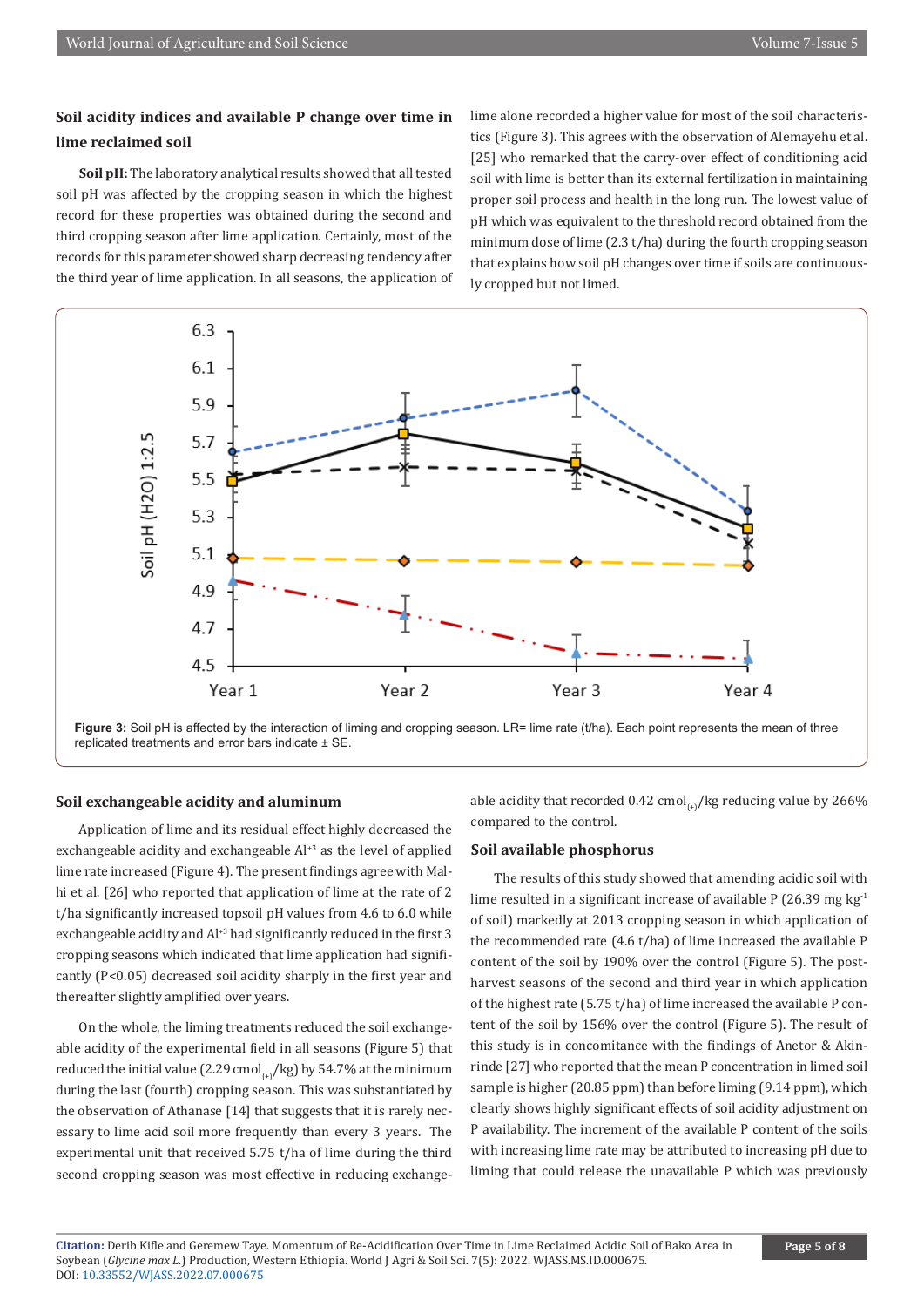## Soil acidity indices and available P change over time in lime reclaimed soil

**Soil pH:** The laboratory analytical results showed that all tested soil pH was affected by the cropping season in which the highest record for these properties was obtained during the second and third cropping season after lime application. Certainly, most of the records for this parameter showed sharp decreasing tendency after the third year of lime application. In all seasons, the application of lime alone recorded a higher value for most of the soil characteristics (Figure 3). This agrees with the observation of Alemayehu et al. [25] who remarked that the carry-over effect of conditioning acid soil with lime is better than its external fertilization in maintaining proper soil process and health in the long run. The lowest value of pH which was equivalent to the threshold record obtained from the minimum dose of lime (2.3 t/ha) during the fourth cropping season that explains how soil pH changes over time if soils are continuously cropped but not limed.

**Figure 3:** Soil pH is affected by the interaction of liming and cropping season. LR= lime rate (t/ha). Each point represents the mean of three replicated treatments and error bars indicate ± SE.

### Soil exchangeable acidity and aluminum

Application of lime and its residual effect highly decreased the exchangeable acidity and exchangeable $Al^{+3}$ as the level of applied lime rate increased (Figure 4). The present findings agree with Malhi et al. [26] who reported that application of lime at the rate of 2 t/ha significantly increased topsoil pH values from 4.6 to 6.0 while exchangeable acidity and $Al^{+3}$ had significantly reduced in the first 3 cropping seasons which indicated that lime application had significantly ($P<0.05$) decreased soil acidity sharply in the first year and thereafter slightly amplified over years.

On the whole, the liming treatments reduced the soil exchangeable acidity of the experimental field in all seasons (Figure 5) that reduced the initial value (2.29 $cmol_{(+)}$/kg) by 54.7% at the minimum during the last (fourth) cropping season. This was substantiated by the observation of Athanase [14] that suggests that it is rarely necessary to lime acid soil more frequently than every 3 years. The experimental unit that received 5.75 t/ha of lime during the third second cropping season was most effective in reducing exchangeable acidity that recorded 0.42 $cmol_{(+)}$/kg reducing value by 266% compared to the control.

### Soil available phosphorus

The results of this study showed that amending acidic soil with lime resulted in a significant increase of available P (26.39 mg $kg^{-1}$ of soil) markedly at 2013 cropping season in which application of the recommended rate (4.6 t/ha) of lime increased the available P content of the soil by 190% over the control (Figure 5). The post-harvest seasons of the second and third year in which application of the highest rate (5.75 t/ha) of lime increased the available P content of the soil by 156% over the control (Figure 5). The result of this study is in concomitance with the findings of Anetor & Akinrinde [27] who reported that the mean P concentration in limed soil sample is higher (20.85 ppm) than before liming (9.14 ppm), which clearly shows highly significant effects of soil acidity adjustment on P availability. The increment of the available P content of the soils with increasing lime rate may be attributed to increasing pH due to liming that could release the unavailable P which was previously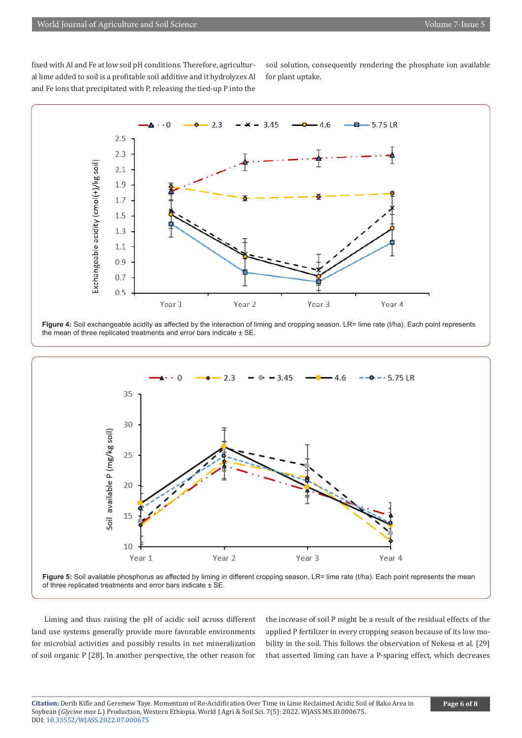fixed with Al and Fe at low soil pH conditions. Therefore, agricultural lime added to soil is a profitable soil additive and it hydrolyzes Al and Fe ions that precipitated with P, releasing the tied-up P into the soil solution, consequently rendering the phosphate ion available for plant uptake.

**Figure 4:** Soil exchangeable acidity as affected by the interaction of liming and cropping season. LR= lime rate (t/ha). Each point represents the mean of three replicated treatments and error bars indicate ± SE.

**Figure 5:** Soil available phosphorus as affected by liming in different cropping season, LR= lime rate (t/ha). Each point represents the mean of three replicated treatments and error bars indicate ± SE.

Liming and thus raising the pH of acidic soil across different land use systems generally provide more favorable environments for microbial activities and possibly results in net mineralization of soil organic P [28]. In another perspective, the other reason for the increase of soil P might be a result of the residual effects of the applied P fertilizer in every cropping season because of its low mobility in the soil. This follows the observation of Nekesa et al. [29] that asserted liming can have a P-sparing effect, which decreases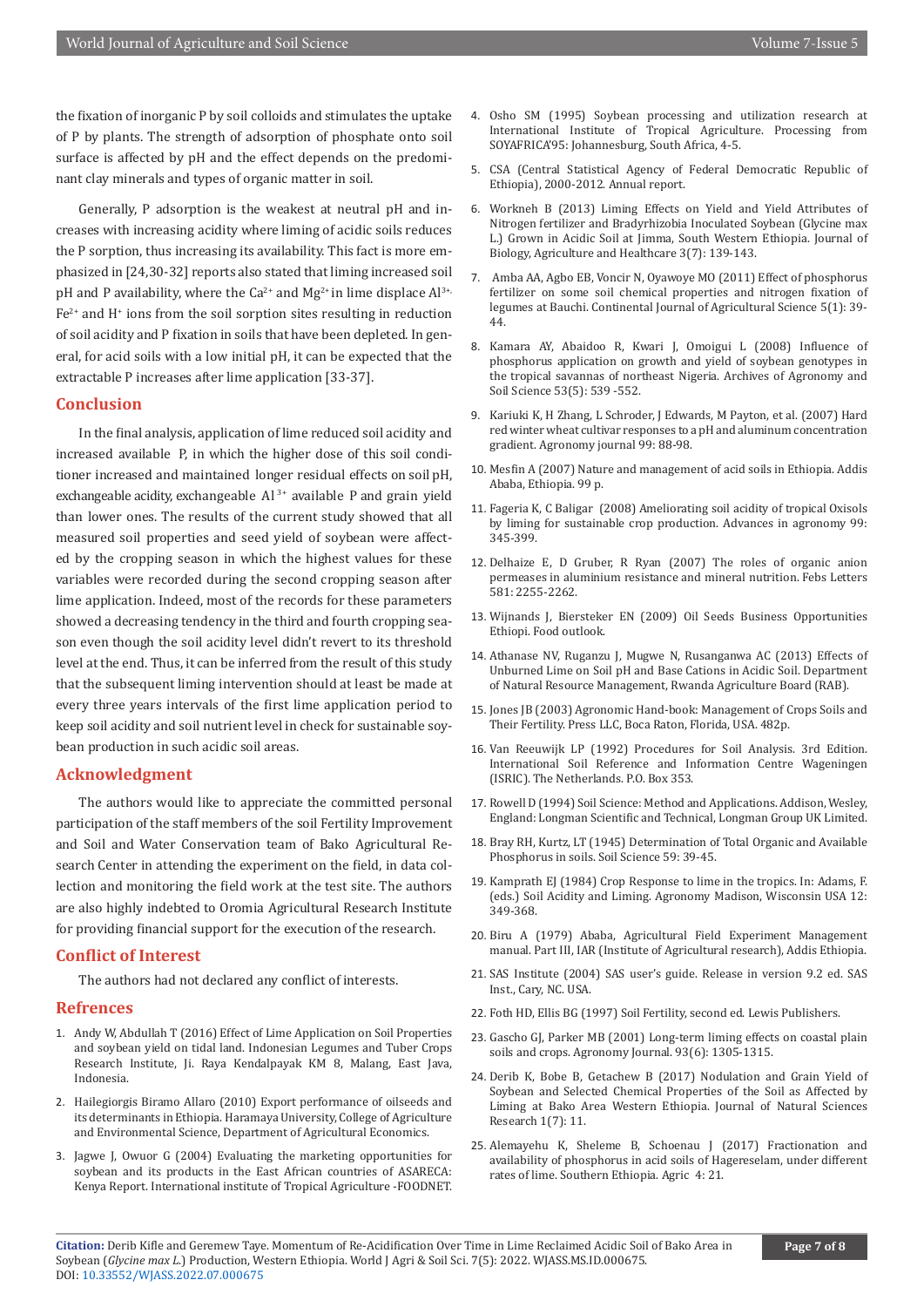the fixation of inorganic P by soil colloids and stimulates the uptake of P by plants. The strength of adsorption of phosphate onto soil surface is affected by pH and the effect depends on the predominant clay minerals and types of organic matter in soil.

Generally, P adsorption is the weakest at neutral pH and increases with increasing acidity where liming of acidic soils reduces the P sorption, thus increasing its availability. This fact is more emphasized in [24,30-32] reports also stated that liming increased soil pH and P availability, where the $Ca^{2+}$ and $Mg^{2+}$ in lime displace $Al^{3+}$, $Fe^{2+}$ and $H^{+}$ ions from the soil sorption sites resulting in reduction of soil acidity and P fixation in soils that have been depleted. In general, for acid soils with a low initial pH, it can be expected that the extractable P increases after lime application [33-37].

## Conclusion

In the final analysis, application of lime reduced soil acidity and increased available P, in which the higher dose of this soil conditioner increased and maintained longer residual effects on soil pH, exchangeable acidity, exchangeable $Al^{3+}$ available P and grain yield than lower ones. The results of the current study showed that all measured soil properties and seed yield of soybean were affected by the cropping season in which the highest values for these variables were recorded during the second cropping season after lime application. Indeed, most of the records for these parameters showed a decreasing tendency in the third and fourth cropping season even though the soil acidity level didn't revert to its threshold level at the end. Thus, it can be inferred from the result of this study that the subsequent liming intervention should at least be made at every three years intervals of the first lime application period to keep soil acidity and soil nutrient level in check for sustainable soybean production in such acidic soil areas.

## Acknowledgment

The authors would like to appreciate the committed personal participation of the staff members of the soil Fertility Improvement and Soil and Water Conservation team of Bako Agricultural Research Center in attending the experiment on the field, in data collection and monitoring the field work at the test site. The authors are also highly indebted to Oromia Agricultural Research Institute for providing financial support for the execution of the research.

## Conflict of Interest

The authors had not declared any conflict of interests.

## Refrences

1. Andy W, Abdullah T (2016) Effect of Lime Application on Soil Properties and soybean yield on tidal land. Indonesian Legumes and Tuber Crops Research Institute, Ji. Raya Kendalpayak KM 8, Malang, East Java, Indonesia.
2. Hailegiorgis Biramo Allaro (2010) Export performance of oilseeds and its determinants in Ethiopia. Haramaya University, College of Agriculture and Environmental Science, Department of Agricultural Economics.
3. Jagwe J, Owuor G (2004) Evaluating the marketing opportunities for soybean and its products in the East African countries of ASARECA: Kenya Report. International institute of Tropical Agriculture -FOODNET.
4. Osho SM (1995) Soybean processing and utilization research at International Institute of Tropical Agriculture. Processing from SOYAFRICA'95: Johannesburg, South Africa, 4-5.
5. CSA (Central Statistical Agency of Federal Democratic Republic of Ethiopia), 2000-2012. Annual report.
6. Workneh B (2013) Liming Effects on Yield and Yield Attributes of Nitrogen fertilizer and Bradyrhizobia Inoculated Soybean (Glycine max L.) Grown in Acidic Soil at Jimma, South Western Ethiopia. Journal of Biology, Agriculture and Healthcare 3(7): 139-143.
7. Amba AA, Agbo EB, Voncir N, Oyawoye MO (2011) Effect of phosphorus fertilizer on some soil chemical properties and nitrogen fixation of legumes at Bauchi. Continental Journal of Agricultural Science 5(1): 39-44.
8. Kamara AY, Abaidoo R, Kwari J, Omoigui L (2008) Influence of phosphorus application on growth and yield of soybean genotypes in the tropical savannas of northeast Nigeria. Archives of Agronomy and Soil Science 53(5): 539 -552.
9. Kariuki K, H Zhang, L Schroder, J Edwards, M Payton, et al. (2007) Hard red winter wheat cultivar responses to a pH and aluminum concentration gradient. Agronomy journal 99: 88-98.
10. Mesfin A (2007) Nature and management of acid soils in Ethiopia. Addis Ababa, Ethiopia. 99 p.
11. Fageria K, C Baligar (2008) Ameliorating soil acidity of tropical Oxisols by liming for sustainable crop production. Advances in agronomy 99: 345-399.
12. Delhaize E, D Gruber, R Ryan (2007) The roles of organic anion permeases in aluminium resistance and mineral nutrition. Febs Letters 581: 2255-2262.
13. Wijnands J, Biersteker EN (2009) Oil Seeds Business Opportunities Ethiopi. Food outlook.
14. Athanase NV, Ruganzu J, Mugwe N, Rusanganwa AC (2013) Effects of Unburned Lime on Soil pH and Base Cations in Acidic Soil. Department of Natural Resource Management, Rwanda Agriculture Board (RAB).
15. Jones JB (2003) Agronomic Hand-book: Management of Crops Soils and Their Fertility. Press LLC, Boca Raton, Florida, USA. 482p.
16. Van Reeuwijk LP (1992) Procedures for Soil Analysis. 3rd Edition. International Soil Reference and Information Centre Wageningen (ISRIC). The Netherlands. P.O. Box 353.
17. Rowell D (1994) Soil Science: Method and Applications. Addison, Wesley, England: Longman Scientific and Technical, Longman Group UK Limited.
18. Bray RH, Kurtz, LT (1945) Determination of Total Organic and Available Phosphorus in soils. Soil Science 59: 39-45.
19. Kamprath EJ (1984) Crop Response to lime in the tropics. In: Adams, F. (eds.) Soil Acidity and Liming. Agronomy Madison, Wisconsin USA 12: 349-368.
20. Biru A (1979) Ababa, Agricultural Field Experiment Management manual. Part III, IAR (Institute of Agricultural research), Addis Ethiopia.
21. SAS Institute (2004) SAS user's guide. Release in version 9.2 ed. SAS Inst., Cary, NC. USA.
22. Foth HD, Ellis BG (1997) Soil Fertility, second ed. Lewis Publishers.
23. Gascho GJ, Parker MB (2001) Long-term liming effects on coastal plain soils and crops. Agronomy Journal. 93(6): 1305-1315.
24. Derib K, Bobe B, Getachew B (2017) Nodulation and Grain Yield of Soybean and Selected Chemical Properties of the Soil as Affected by Liming at Bako Area Western Ethiopia. Journal of Natural Sciences Research 1(7): 11.
25. Alemayehu K, Sheleme B, Schoenau J (2017) Fractionation and availability of phosphorus in acid soils of Hagereselam, under different rates of lime. Southern Ethiopia. Agric 4: 21.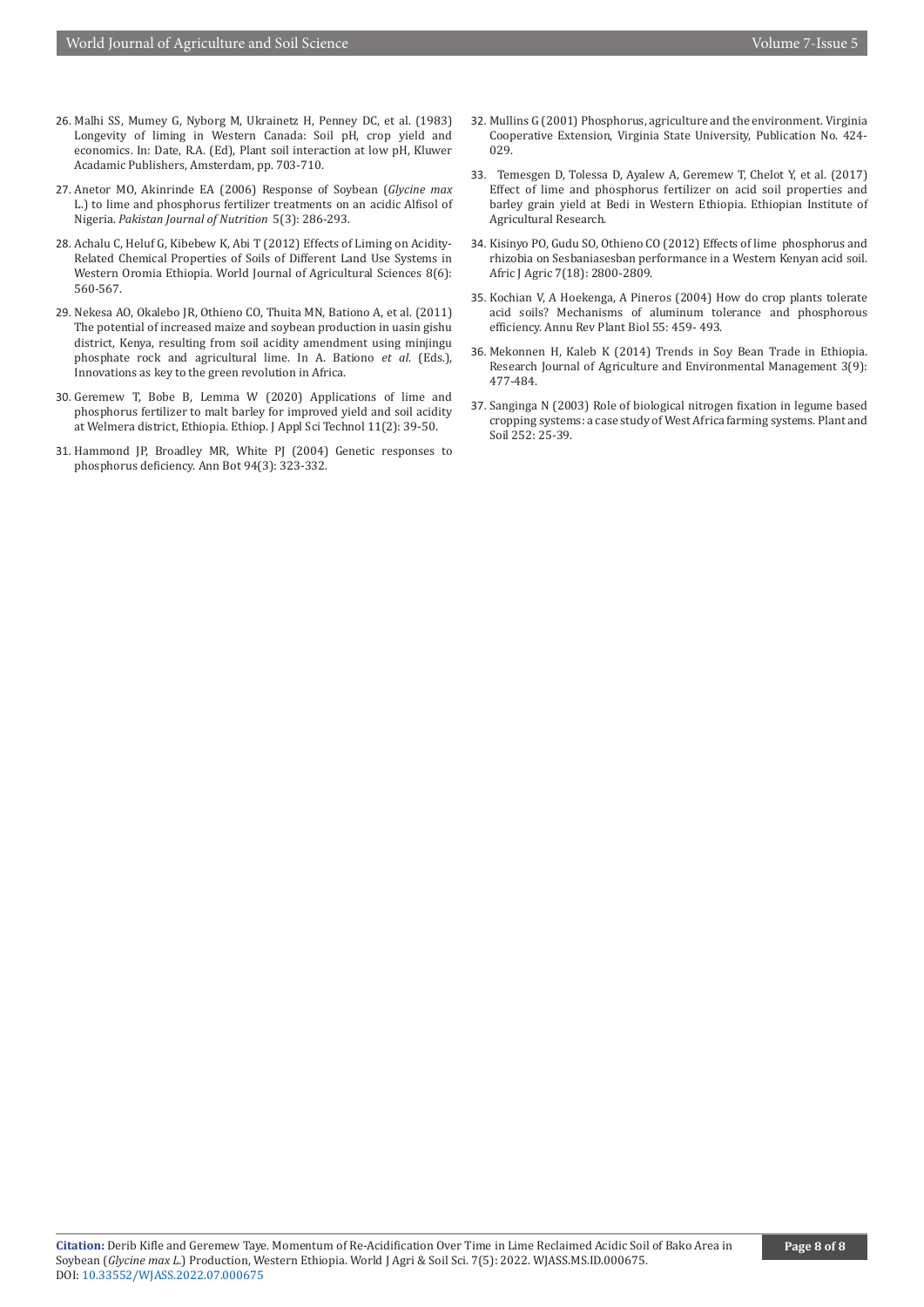26. Malhi SS, Mumey G, Nyborg M, Ukrainetz H, Penney DC, et al. (1983) Longevity of liming in Western Canada: Soil pH, crop yield and economics. In: Date, R.A. (Ed), Plant soil interaction at low pH, Kluwer Acadamic Publishers, Amsterdam, pp. 703-710.
27. Anetor MO, Akinrinde EA (2006) Response of Soybean (*Glycine max* L.) to lime and phosphorus fertilizer treatments on an acidic Alfisol of Nigeria. *Pakistan Journal of Nutrition* 5(3): 286-293.
28. Achalu C, Heluf G, Kibebew K, Abi T (2012) Effects of Liming on Acidity-Related Chemical Properties of Soils of Different Land Use Systems in Western Oromia Ethiopia. World Journal of Agricultural Sciences 8(6): 560-567.
29. Nekesa AO, Okalebo JR, Othieno CO, Thuita MN, Bationo A, et al. (2011) The potential of increased maize and soybean production in uasin gishu district, Kenya, resulting from soil acidity amendment using minjingu phosphate rock and agricultural lime. In A. Bationo *et al*. (Eds.), Innovations as key to the green revolution in Africa.
30. Geremew T, Bobe B, Lemma W (2020) Applications of lime and phosphorus fertilizer to malt barley for improved yield and soil acidity at Welmera district, Ethiopia. Ethiop. J Appl Sci Technol 11(2): 39-50.
31. Hammond JP, Broadley MR, White PJ (2004) Genetic responses to phosphorus deficiency. Ann Bot 94(3): 323-332.
32. Mullins G (2001) Phosphorus, agriculture and the environment. Virginia Cooperative Extension, Virginia State University, Publication No. 424-029.
33. Temesgen D, Tolessa D, Ayalew A, Geremew T, Chelot Y, et al. (2017) Effect of lime and phosphorus fertilizer on acid soil properties and barley grain yield at Bedi in Western Ethiopia. Ethiopian Institute of Agricultural Research.
34. Kisinyo PO, Gudu SO, Othieno CO (2012) Effects of lime phosphorus and rhizobia on Sesbaniasesban performance in a Western Kenyan acid soil. Afric J Agric 7(18): 2800-2809.
35. Kochian V, A Hoekenga, A Pineros (2004) How do crop plants tolerate acid soils? Mechanisms of aluminum tolerance and phosphorous efficiency. Annu Rev Plant Biol 55: 459- 493.
36. Mekonnen H, Kaleb K (2014) Trends in Soy Bean Trade in Ethiopia. Research Journal of Agriculture and Environmental Management 3(9): 477-484.
37. Sanginga N (2003) Role of biological nitrogen fixation in legume based cropping systems: a case study of West Africa farming systems. Plant and Soil 252: 25-39.